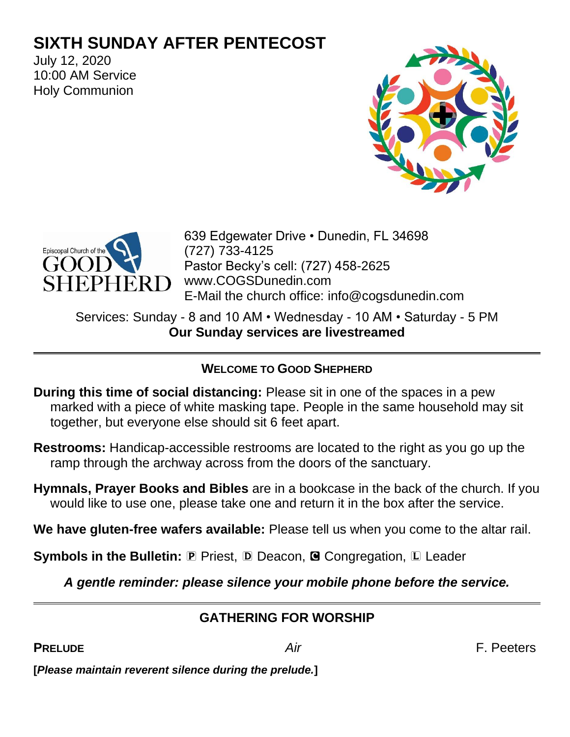# SIXTH SUNDAY AFTER PENTECOST

July 12, 2020
10:00 AM Service
Holy Communion

Episcopal Church of the GOOD SHEPHERD

639 Edgewater Drive • Dunedin, FL 34698
(727) 733-4125
Pastor Becky's cell: (727) 458-2625
www.COGSDunedin.com
E-Mail the church office: info@cogsdunedin.com

Services: Sunday - 8 and 10 AM • Wednesday - 10 AM • Saturday - 5 PM
**Our Sunday services are livestreamed**

---

## WELCOME TO GOOD SHEPHERD

**During this time of social distancing:** Please sit in one of the spaces in a pew marked with a piece of white masking tape. People in the same household may sit together, but everyone else should sit 6 feet apart.

**Restrooms:** Handicap-accessible restrooms are located to the right as you go up the ramp through the archway across from the doors of the sanctuary.

**Hymnals, Prayer Books and Bibles** are in a bookcase in the back of the church. If you would like to use one, please take one and return it in the box after the service.

**We have gluten-free wafers available:** Please tell us when you come to the altar rail.

**Symbols in the Bulletin:** 🅿 Priest, 🄳 Deacon, 🅲 Congregation, 🄻 Leader

***A gentle reminder: please silence your mobile phone before the service.***

---

## GATHERING FOR WORSHIP

**PRELUDE** *Air* F. Peeters

**[*Please maintain reverent silence during the prelude.*]**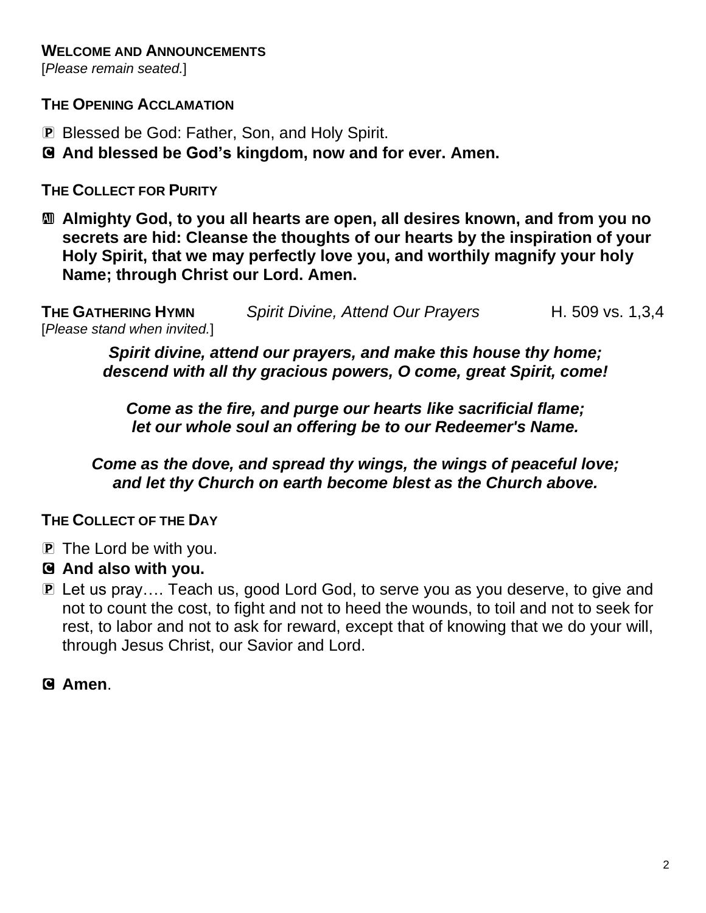**WELCOME AND ANNOUNCEMENTS**
[*Please remain seated.*]

**THE OPENING ACCLAMATION**

P Blessed be God: Father, Son, and Holy Spirit.

C **And blessed be God's kingdom, now and for ever. Amen.**

**THE COLLECT FOR PURITY**

All **Almighty God, to you all hearts are open, all desires known, and from you no secrets are hid: Cleanse the thoughts of our hearts by the inspiration of your Holy Spirit, that we may perfectly love you, and worthily magnify your holy Name; through Christ our Lord. Amen.**

**THE GATHERING HYMN** *Spirit Divine, Attend Our Prayers* H. 509 vs. 1,3,4
[*Please stand when invited.*]

***Spirit divine, attend our prayers, and make this house thy home;***
***descend with all thy gracious powers, O come, great Spirit, come!***

***Come as the fire, and purge our hearts like sacrificial flame;***
***let our whole soul an offering be to our Redeemer's Name.***

***Come as the dove, and spread thy wings, the wings of peaceful love;***
***and let thy Church on earth become blest as the Church above.***

**THE COLLECT OF THE DAY**

P The Lord be with you.

C **And also with you.**

P Let us pray…. Teach us, good Lord God, to serve you as you deserve, to give and not to count the cost, to fight and not to heed the wounds, to toil and not to seek for rest, to labor and not to ask for reward, except that of knowing that we do your will, through Jesus Christ, our Savior and Lord.

C **Amen**.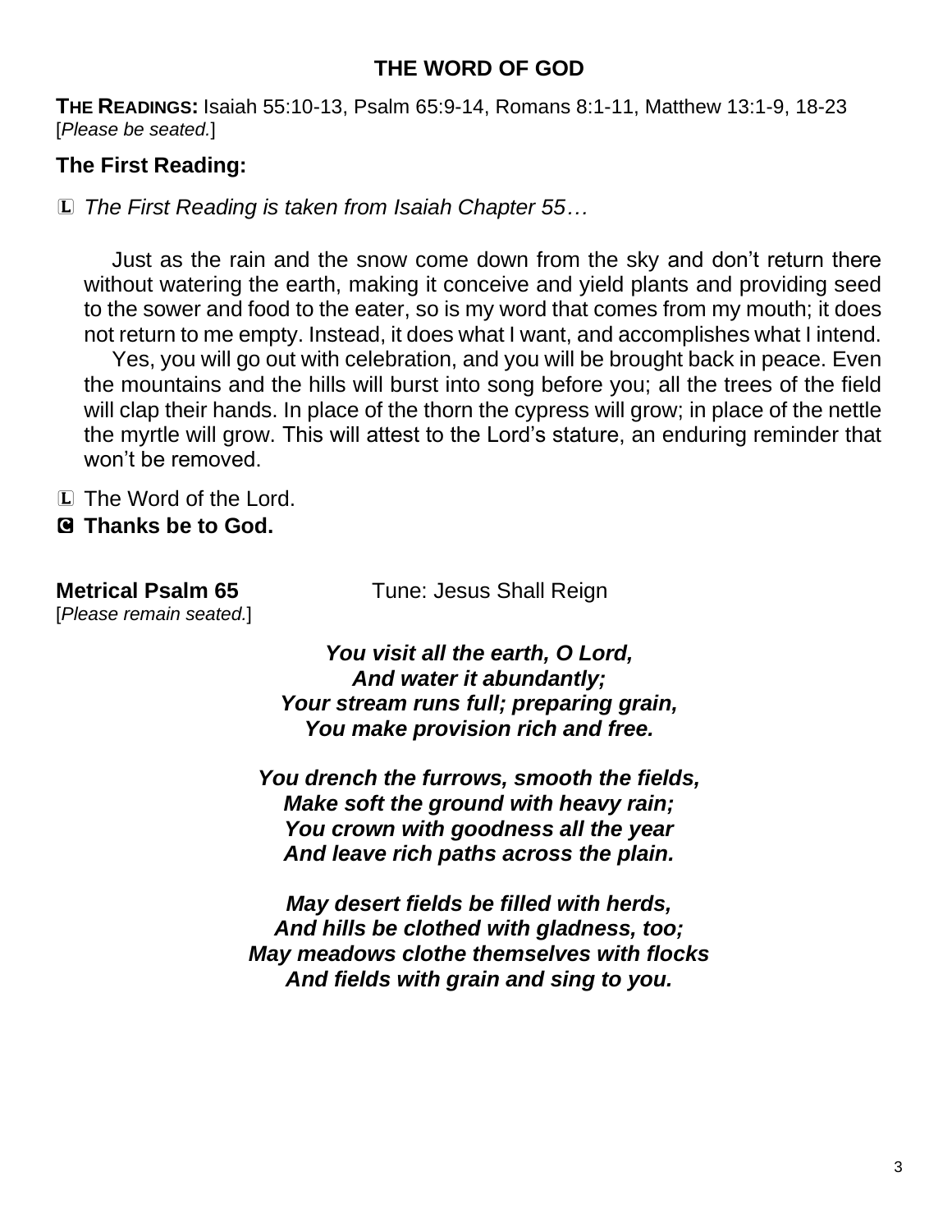## THE WORD OF GOD

**THE READINGS:** Isaiah 55:10-13, Psalm 65:9-14, Romans 8:1-11, Matthew 13:1-9, 18-23
[*Please be seated.*]

### The First Reading:

L *The First Reading is taken from Isaiah Chapter 55…*

Just as the rain and the snow come down from the sky and don't return there without watering the earth, making it conceive and yield plants and providing seed to the sower and food to the eater, so is my word that comes from my mouth; it does not return to me empty. Instead, it does what I want, and accomplishes what I intend.

Yes, you will go out with celebration, and you will be brought back in peace. Even the mountains and the hills will burst into song before you; all the trees of the field will clap their hands. In place of the thorn the cypress will grow; in place of the nettle the myrtle will grow. This will attest to the Lord's stature, an enduring reminder that won't be removed.

L The Word of the Lord.
**C Thanks be to God.**

**Metrical Psalm 65** Tune: Jesus Shall Reign
[*Please remain seated.*]

***You visit all the earth, O Lord,***
***And water it abundantly;***
***Your stream runs full; preparing grain,***
***You make provision rich and free.***

***You drench the furrows, smooth the fields,***
***Make soft the ground with heavy rain;***
***You crown with goodness all the year***
***And leave rich paths across the plain.***

***May desert fields be filled with herds,***
***And hills be clothed with gladness, too;***
***May meadows clothe themselves with flocks***
***And fields with grain and sing to you.***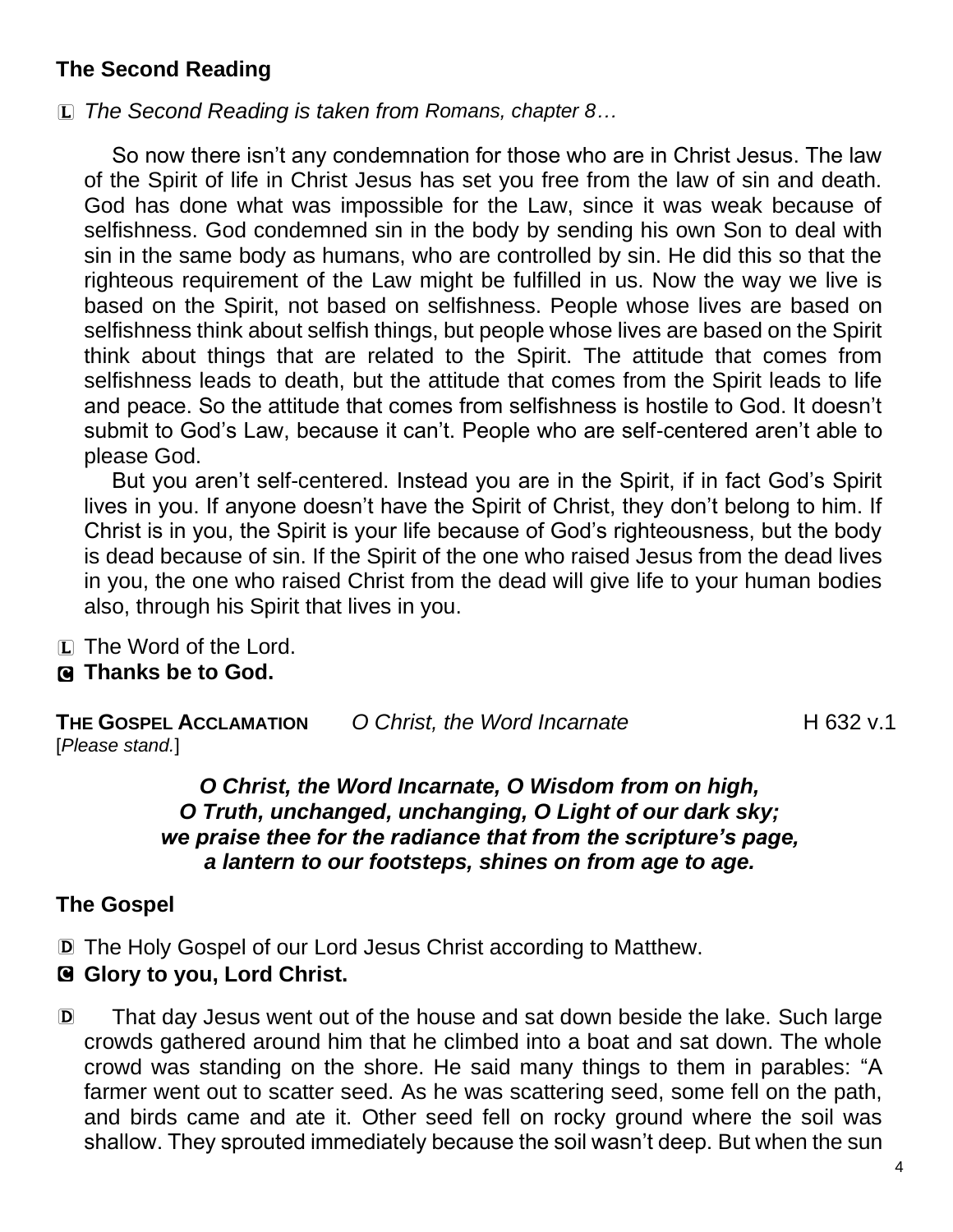## The Second Reading

L *The Second Reading is taken from Romans, chapter 8…*

So now there isn't any condemnation for those who are in Christ Jesus. The law of the Spirit of life in Christ Jesus has set you free from the law of sin and death. God has done what was impossible for the Law, since it was weak because of selfishness. God condemned sin in the body by sending his own Son to deal with sin in the same body as humans, who are controlled by sin. He did this so that the righteous requirement of the Law might be fulfilled in us. Now the way we live is based on the Spirit, not based on selfishness. People whose lives are based on selfishness think about selfish things, but people whose lives are based on the Spirit think about things that are related to the Spirit. The attitude that comes from selfishness leads to death, but the attitude that comes from the Spirit leads to life and peace. So the attitude that comes from selfishness is hostile to God. It doesn't submit to God's Law, because it can't. People who are self-centered aren't able to please God.

But you aren't self-centered. Instead you are in the Spirit, if in fact God's Spirit lives in you. If anyone doesn't have the Spirit of Christ, they don't belong to him. If Christ is in you, the Spirit is your life because of God's righteousness, but the body is dead because of sin. If the Spirit of the one who raised Jesus from the dead lives in you, the one who raised Christ from the dead will give life to your human bodies also, through his Spirit that lives in you.

L The Word of the Lord.

C **Thanks be to God.**

**THE GOSPEL ACCLAMATION** *O Christ, the Word Incarnate* H 632 v.1

[*Please stand.*]

***O Christ, the Word Incarnate, O Wisdom from on high,***
***O Truth, unchanged, unchanging, O Light of our dark sky;***
***we praise thee for the radiance that from the scripture's page,***
***a lantern to our footsteps, shines on from age to age.***

## The Gospel

D The Holy Gospel of our Lord Jesus Christ according to Matthew.

C **Glory to you, Lord Christ.**

D That day Jesus went out of the house and sat down beside the lake. Such large crowds gathered around him that he climbed into a boat and sat down. The whole crowd was standing on the shore. He said many things to them in parables: "A farmer went out to scatter seed. As he was scattering seed, some fell on the path, and birds came and ate it. Other seed fell on rocky ground where the soil was shallow. They sprouted immediately because the soil wasn't deep. But when the sun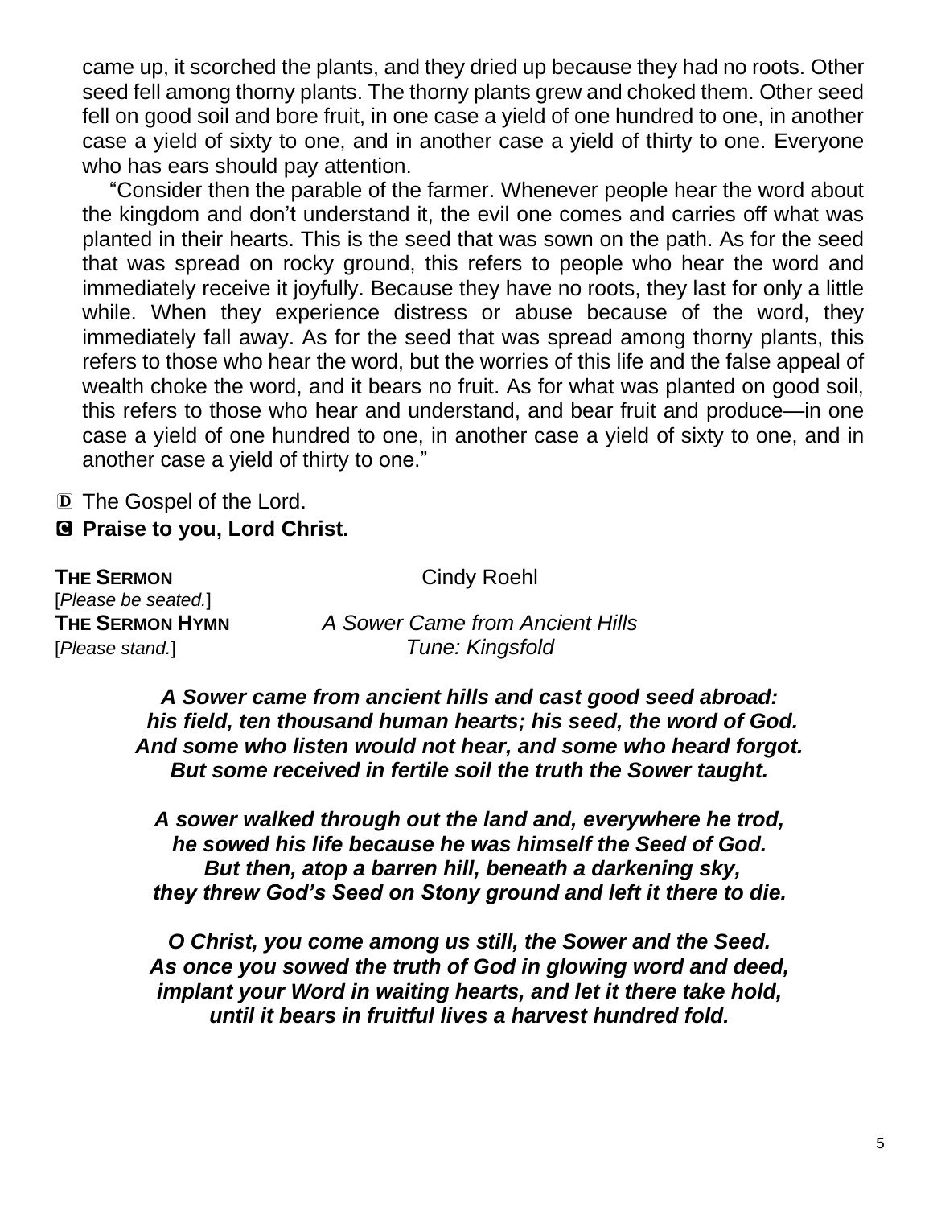came up, it scorched the plants, and they dried up because they had no roots. Other seed fell among thorny plants. The thorny plants grew and choked them. Other seed fell on good soil and bore fruit, in one case a yield of one hundred to one, in another case a yield of sixty to one, and in another case a yield of thirty to one. Everyone who has ears should pay attention.

"Consider then the parable of the farmer. Whenever people hear the word about the kingdom and don't understand it, the evil one comes and carries off what was planted in their hearts. This is the seed that was sown on the path. As for the seed that was spread on rocky ground, this refers to people who hear the word and immediately receive it joyfully. Because they have no roots, they last for only a little while. When they experience distress or abuse because of the word, they immediately fall away. As for the seed that was spread among thorny plants, this refers to those who hear the word, but the worries of this life and the false appeal of wealth choke the word, and it bears no fruit. As for what was planted on good soil, this refers to those who hear and understand, and bear fruit and produce—in one case a yield of one hundred to one, in another case a yield of sixty to one, and in another case a yield of thirty to one."

D The Gospel of the Lord.

**C Praise to you, Lord Christ.**

**THE SERMON** Cindy Roehl

[*Please be seated.*]

**THE SERMON HYMN** *A Sower Came from Ancient Hills*

[*Please stand.*] *Tune: Kingsfold*

***A Sower came from ancient hills and cast good seed abroad:***
***his field, ten thousand human hearts; his seed, the word of God.***
***And some who listen would not hear, and some who heard forgot.***
***But some received in fertile soil the truth the Sower taught.***

***A sower walked through out the land and, everywhere he trod,***
***he sowed his life because he was himself the Seed of God.***
***But then, atop a barren hill, beneath a darkening sky,***
***they threw God's Seed on Stony ground and left it there to die.***

***O Christ, you come among us still, the Sower and the Seed.***
***As once you sowed the truth of God in glowing word and deed,***
***implant your Word in waiting hearts, and let it there take hold,***
***until it bears in fruitful lives a harvest hundred fold.***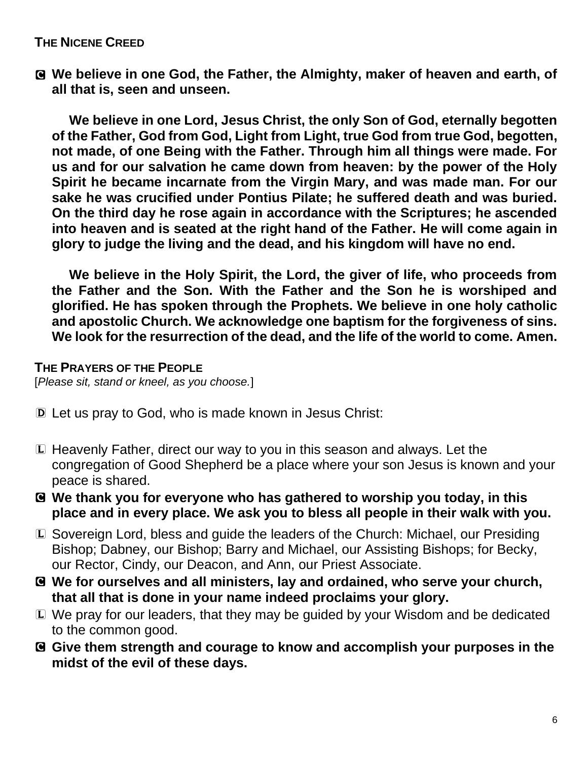**THE NICENE CREED**

Ⓒ **We believe in one God, the Father, the Almighty, maker of heaven and earth, of all that is, seen and unseen.**

**We believe in one Lord, Jesus Christ, the only Son of God, eternally begotten of the Father, God from God, Light from Light, true God from true God, begotten, not made, of one Being with the Father. Through him all things were made. For us and for our salvation he came down from heaven: by the power of the Holy Spirit he became incarnate from the Virgin Mary, and was made man. For our sake he was crucified under Pontius Pilate; he suffered death and was buried. On the third day he rose again in accordance with the Scriptures; he ascended into heaven and is seated at the right hand of the Father. He will come again in glory to judge the living and the dead, and his kingdom will have no end.**

**We believe in the Holy Spirit, the Lord, the giver of life, who proceeds from the Father and the Son. With the Father and the Son he is worshiped and glorified. He has spoken through the Prophets. We believe in one holy catholic and apostolic Church. We acknowledge one baptism for the forgiveness of sins. We look for the resurrection of the dead, and the life of the world to come. Amen.**

**THE PRAYERS OF THE PEOPLE**
[*Please sit, stand or kneel, as you choose.*]

Ⓓ Let us pray to God, who is made known in Jesus Christ:

Ⓛ Heavenly Father, direct our way to you in this season and always. Let the congregation of Good Shepherd be a place where your son Jesus is known and your peace is shared.

Ⓒ **We thank you for everyone who has gathered to worship you today, in this place and in every place. We ask you to bless all people in their walk with you.**

Ⓛ Sovereign Lord, bless and guide the leaders of the Church: Michael, our Presiding Bishop; Dabney, our Bishop; Barry and Michael, our Assisting Bishops; for Becky, our Rector, Cindy, our Deacon, and Ann, our Priest Associate.

Ⓒ **We for ourselves and all ministers, lay and ordained, who serve your church, that all that is done in your name indeed proclaims your glory.**

Ⓛ We pray for our leaders, that they may be guided by your Wisdom and be dedicated to the common good.

Ⓒ **Give them strength and courage to know and accomplish your purposes in the midst of the evil of these days.**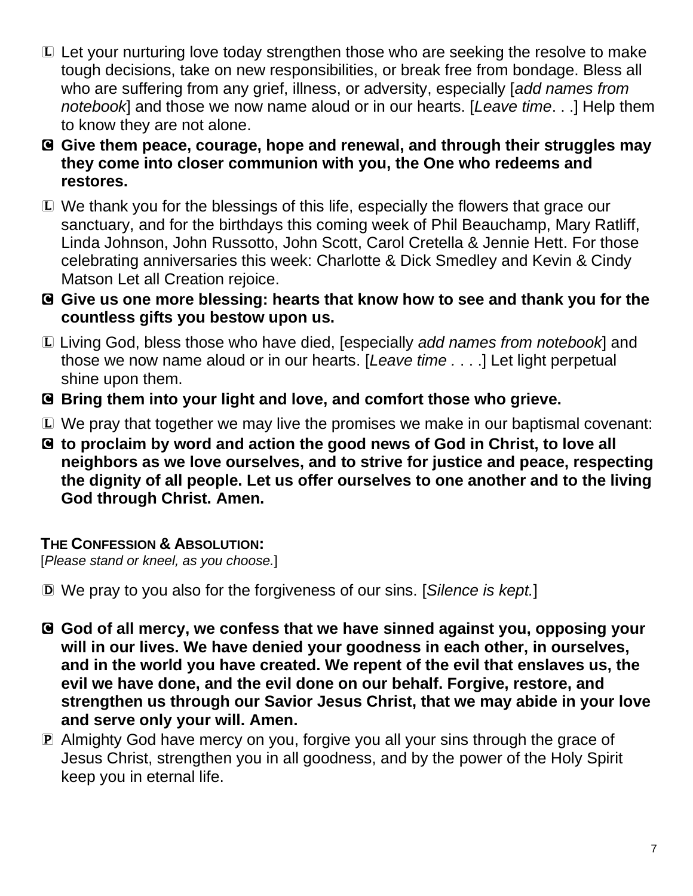L Let your nurturing love today strengthen those who are seeking the resolve to make tough decisions, take on new responsibilities, or break free from bondage. Bless all who are suffering from any grief, illness, or adversity, especially [*add names from notebook*] and those we now name aloud or in our hearts. [*Leave time*. . .] Help them to know they are not alone.

**C Give them peace, courage, hope and renewal, and through their struggles may they come into closer communion with you, the One who redeems and restores.**

L We thank you for the blessings of this life, especially the flowers that grace our sanctuary, and for the birthdays this coming week of Phil Beauchamp, Mary Ratliff, Linda Johnson, John Russotto, John Scott, Carol Cretella & Jennie Hett. For those celebrating anniversaries this week: Charlotte & Dick Smedley and Kevin & Cindy Matson Let all Creation rejoice.

**C Give us one more blessing: hearts that know how to see and thank you for the countless gifts you bestow upon us.**

L Living God, bless those who have died, [especially *add names from notebook*] and those we now name aloud or in our hearts. [*Leave time . . . .*] Let light perpetual shine upon them.

**C Bring them into your light and love, and comfort those who grieve.**

L We pray that together we may live the promises we make in our baptismal covenant:

**C to proclaim by word and action the good news of God in Christ, to love all neighbors as we love ourselves, and to strive for justice and peace, respecting the dignity of all people. Let us offer ourselves to one another and to the living God through Christ. Amen.**

**THE CONFESSION & ABSOLUTION:**

[*Please stand or kneel, as you choose.*]

D We pray to you also for the forgiveness of our sins. [*Silence is kept.*]

**C God of all mercy, we confess that we have sinned against you, opposing your will in our lives. We have denied your goodness in each other, in ourselves, and in the world you have created. We repent of the evil that enslaves us, the evil we have done, and the evil done on our behalf. Forgive, restore, and strengthen us through our Savior Jesus Christ, that we may abide in your love and serve only your will. Amen.**

P Almighty God have mercy on you, forgive you all your sins through the grace of Jesus Christ, strengthen you in all goodness, and by the power of the Holy Spirit keep you in eternal life.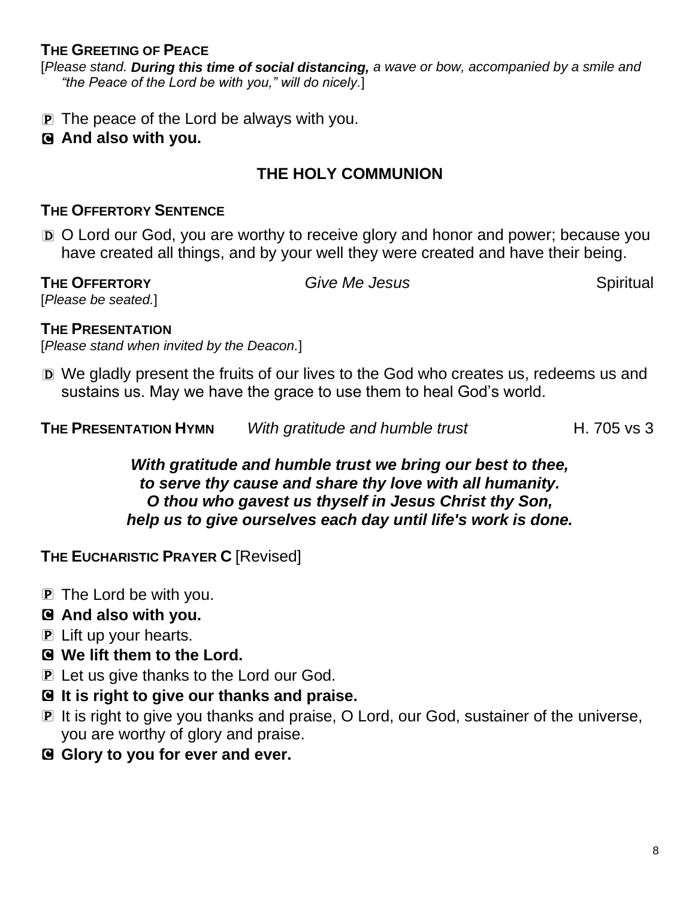**THE GREETING OF PEACE**

[*Please stand. **During this time of social distancing,** a wave or bow, accompanied by a smile and "the Peace of the Lord be with you," will do nicely.*]

P The peace of the Lord be always with you.

C **And also with you.**

## THE HOLY COMMUNION

**THE OFFERTORY SENTENCE**

D O Lord our God, you are worthy to receive glory and honor and power; because you have created all things, and by your well they were created and have their being.

**THE OFFERTORY** *Give Me Jesus* Spiritual

[*Please be seated.*]

**THE PRESENTATION**

[*Please stand when invited by the Deacon.*]

D We gladly present the fruits of our lives to the God who creates us, redeems us and sustains us. May we have the grace to use them to heal God's world.

**THE PRESENTATION HYMN** *With gratitude and humble trust* H. 705 vs 3

***With gratitude and humble trust we bring our best to thee,***
***to serve thy cause and share thy love with all humanity.***
***O thou who gavest us thyself in Jesus Christ thy Son,***
***help us to give ourselves each day until life's work is done.***

**THE EUCHARISTIC PRAYER C** [Revised]

P The Lord be with you.

C **And also with you.**

P Lift up your hearts.

C **We lift them to the Lord.**

P Let us give thanks to the Lord our God.

C **It is right to give our thanks and praise.**

P It is right to give you thanks and praise, O Lord, our God, sustainer of the universe, you are worthy of glory and praise.

C **Glory to you for ever and ever.**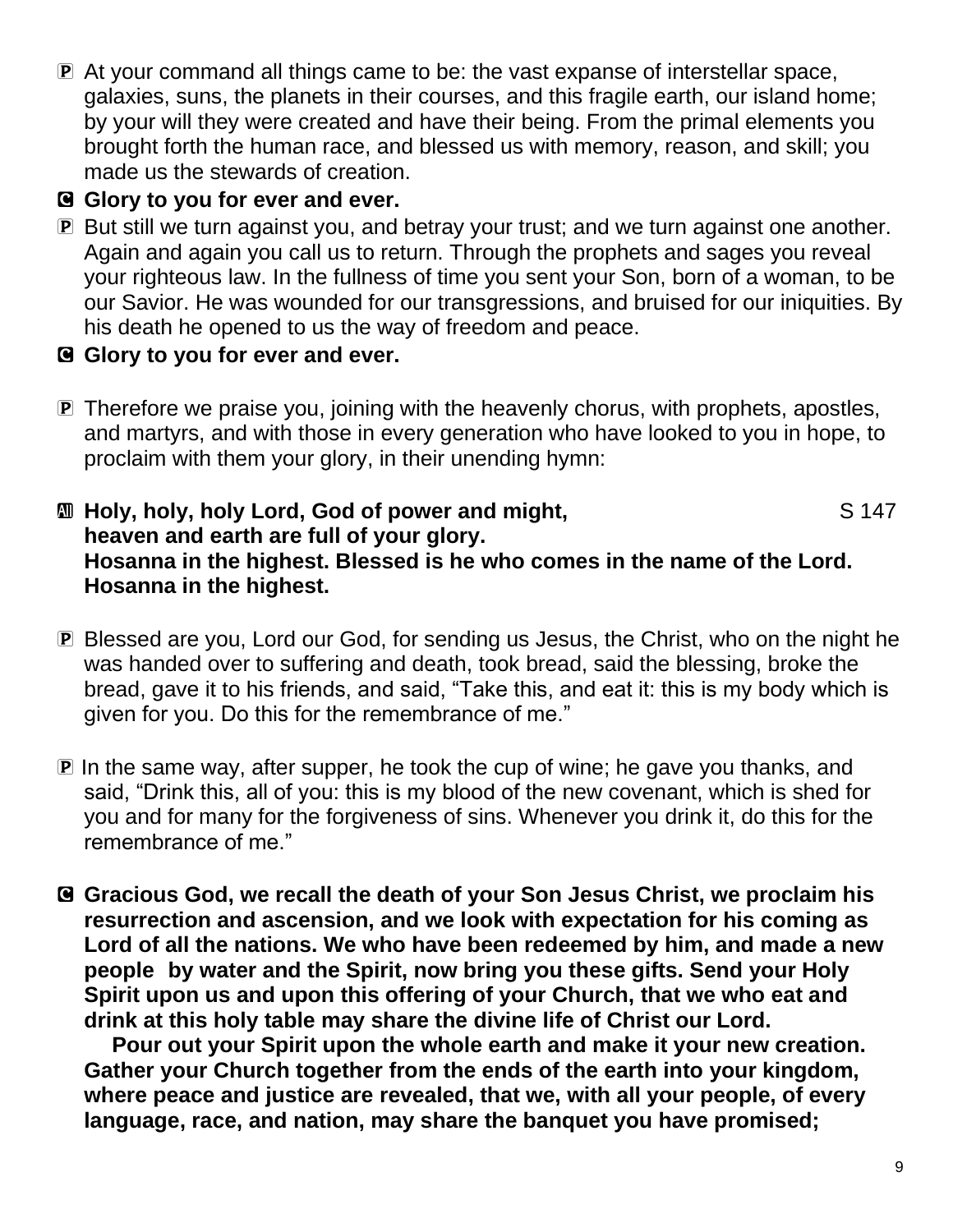P At your command all things came to be: the vast expanse of interstellar space, galaxies, suns, the planets in their courses, and this fragile earth, our island home; by your will they were created and have their being. From the primal elements you brought forth the human race, and blessed us with memory, reason, and skill; you made us the stewards of creation.

**C Glory to you for ever and ever.**

P But still we turn against you, and betray your trust; and we turn against one another. Again and again you call us to return. Through the prophets and sages you reveal your righteous law. In the fullness of time you sent your Son, born of a woman, to be our Savior. He was wounded for our transgressions, and bruised for our iniquities. By his death he opened to us the way of freedom and peace.

**C Glory to you for ever and ever.**

P Therefore we praise you, joining with the heavenly chorus, with prophets, apostles, and martyrs, and with those in every generation who have looked to you in hope, to proclaim with them your glory, in their unending hymn:

**All Holy, holy, holy Lord, God of power and might,** S 147
**heaven and earth are full of your glory.**
**Hosanna in the highest. Blessed is he who comes in the name of the Lord.**
**Hosanna in the highest.**

P Blessed are you, Lord our God, for sending us Jesus, the Christ, who on the night he was handed over to suffering and death, took bread, said the blessing, broke the bread, gave it to his friends, and said, "Take this, and eat it: this is my body which is given for you. Do this for the remembrance of me."

P In the same way, after supper, he took the cup of wine; he gave you thanks, and said, "Drink this, all of you: this is my blood of the new covenant, which is shed for you and for many for the forgiveness of sins. Whenever you drink it, do this for the remembrance of me."

**C Gracious God, we recall the death of your Son Jesus Christ, we proclaim his resurrection and ascension, and we look with expectation for his coming as Lord of all the nations. We who have been redeemed by him, and made a new people by water and the Spirit, now bring you these gifts. Send your Holy Spirit upon us and upon this offering of your Church, that we who eat and drink at this holy table may share the divine life of Christ our Lord.**

**Pour out your Spirit upon the whole earth and make it your new creation. Gather your Church together from the ends of the earth into your kingdom, where peace and justice are revealed, that we, with all your people, of every language, race, and nation, may share the banquet you have promised;**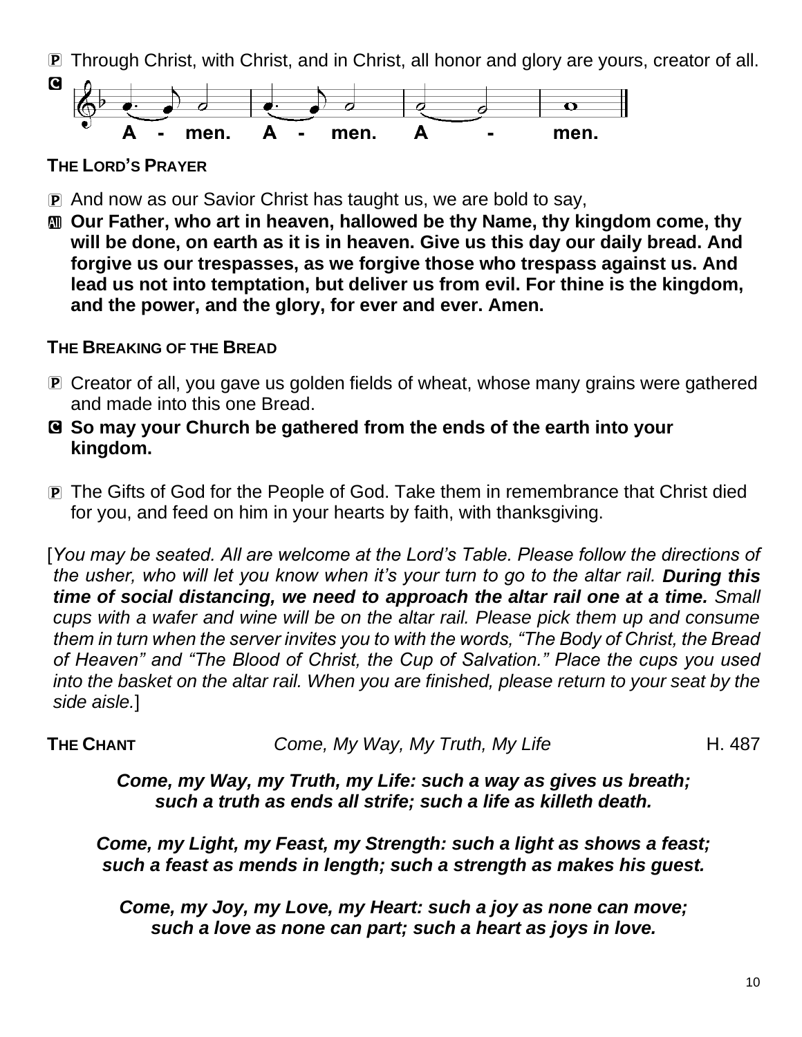P Through Christ, with Christ, and in Christ, all honor and glory are yours, creator of all.

C A - men. A - men. A - men.

**THE LORD'S PRAYER**

P And now as our Savior Christ has taught us, we are bold to say,

All **Our Father, who art in heaven, hallowed be thy Name, thy kingdom come, thy will be done, on earth as it is in heaven. Give us this day our daily bread. And forgive us our trespasses, as we forgive those who trespass against us. And lead us not into temptation, but deliver us from evil. For thine is the kingdom, and the power, and the glory, for ever and ever. Amen.**

**THE BREAKING OF THE BREAD**

P Creator of all, you gave us golden fields of wheat, whose many grains were gathered and made into this one Bread.

C **So may your Church be gathered from the ends of the earth into your kingdom.**

P The Gifts of God for the People of God. Take them in remembrance that Christ died for you, and feed on him in your hearts by faith, with thanksgiving.

[*You may be seated. All are welcome at the Lord's Table. Please follow the directions of the usher, who will let you know when it's your turn to go to the altar rail.* ***During this time of social distancing, we need to approach the altar rail one at a time.*** *Small cups with a wafer and wine will be on the altar rail. Please pick them up and consume them in turn when the server invites you to with the words, "The Body of Christ, the Bread of Heaven" and "The Blood of Christ, the Cup of Salvation." Place the cups you used into the basket on the altar rail. When you are finished, please return to your seat by the side aisle.*]

**THE CHANT** *Come, My Way, My Truth, My Life* H. 487

***Come, my Way, my Truth, my Life: such a way as gives us breath;***
***such a truth as ends all strife; such a life as killeth death.***

***Come, my Light, my Feast, my Strength: such a light as shows a feast;***
***such a feast as mends in length; such a strength as makes his guest.***

***Come, my Joy, my Love, my Heart: such a joy as none can move;***
***such a love as none can part; such a heart as joys in love.***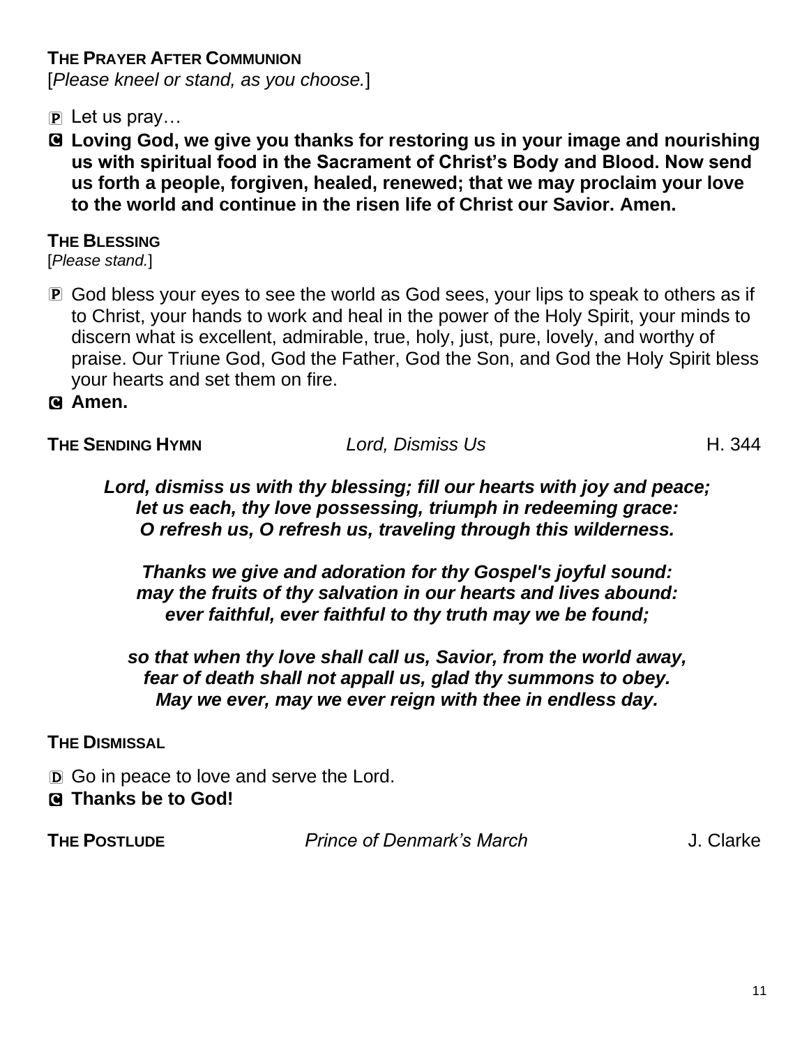**THE PRAYER AFTER COMMUNION**
[*Please kneel or stand, as you choose.*]

P Let us pray…

C **Loving God, we give you thanks for restoring us in your image and nourishing us with spiritual food in the Sacrament of Christ's Body and Blood. Now send us forth a people, forgiven, healed, renewed; that we may proclaim your love to the world and continue in the risen life of Christ our Savior. Amen.**

**THE BLESSING**
[*Please stand.*]

P God bless your eyes to see the world as God sees, your lips to speak to others as if to Christ, your hands to work and heal in the power of the Holy Spirit, your minds to discern what is excellent, admirable, true, holy, just, pure, lovely, and worthy of praise. Our Triune God, God the Father, God the Son, and God the Holy Spirit bless your hearts and set them on fire.

C **Amen.**

**THE SENDING HYMN** *Lord, Dismiss Us* H. 344

***Lord, dismiss us with thy blessing; fill our hearts with joy and peace;***
***let us each, thy love possessing, triumph in redeeming grace:***
***O refresh us, O refresh us, traveling through this wilderness.***

***Thanks we give and adoration for thy Gospel's joyful sound:***
***may the fruits of thy salvation in our hearts and lives abound:***
***ever faithful, ever faithful to thy truth may we be found;***

***so that when thy love shall call us, Savior, from the world away,***
***fear of death shall not appall us, glad thy summons to obey.***
***May we ever, may we ever reign with thee in endless day.***

**THE DISMISSAL**

D Go in peace to love and serve the Lord.

C **Thanks be to God!**

**THE POSTLUDE** *Prince of Denmark's March* J. Clarke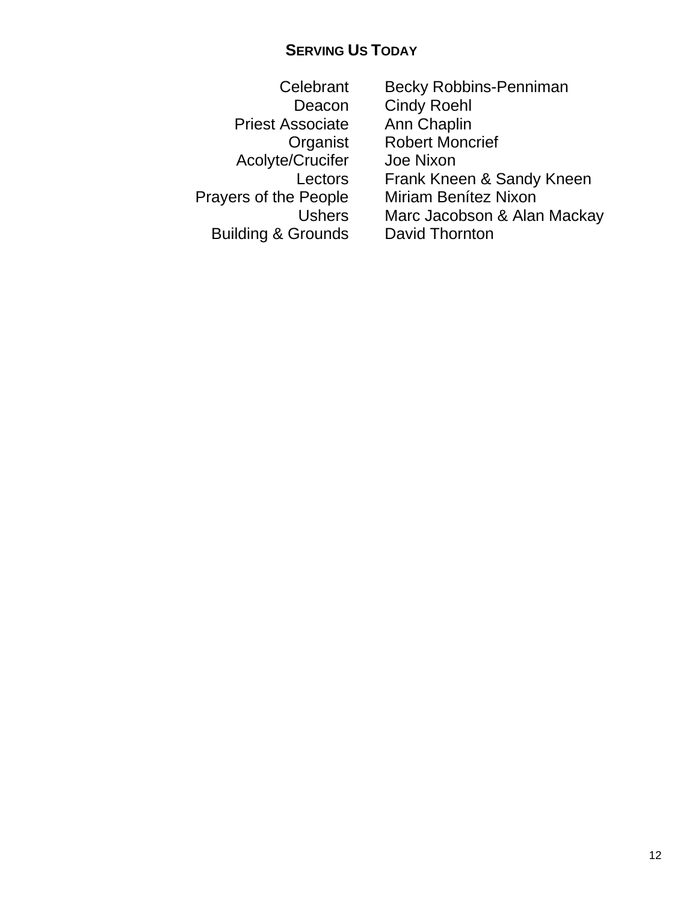## SERVING US TODAY

| | |
|---|---|
| Celebrant | Becky Robbins-Penniman |
| Deacon | Cindy Roehl |
| Priest Associate | Ann Chaplin |
| Organist | Robert Moncrief |
| Acolyte/Crucifer | Joe Nixon |
| Lectors | Frank Kneen & Sandy Kneen |
| Prayers of the People | Miriam Benítez Nixon |
| Ushers | Marc Jacobson & Alan Mackay |
| Building & Grounds | David Thornton |